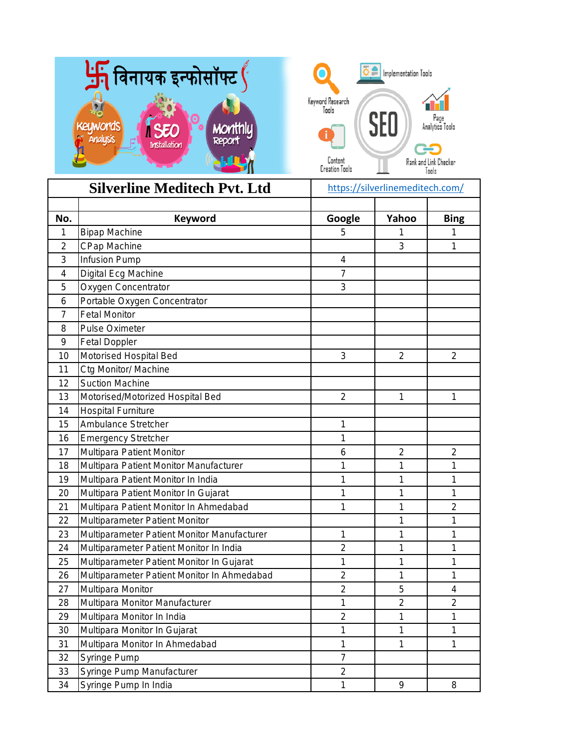विनायक इन्फोसॉफ्ट

Keywords Analysis | SEO Installation | Monthly Report

Keyword Research Tools | Implementation Tools | Page Analytics Tools | Content Creation Tools | Rank and Link Checker Tools | SEO

| **Silverline Meditech Pvt. Ltd** | | https://silverlinemeditech.com/ | | |
|---|---|---|---|---|
| | | | | |
| **No.** | **Keyword** | **Google** | **Yahoo** | **Bing** |
| 1 | Bipap Machine | 5 | 1 | 1 |
| 2 | CPap Machine | | 3 | 1 |
| 3 | Infusion Pump | 4 | | |
| 4 | Digital Ecg Machine | 7 | | |
| 5 | Oxygen Concentrator | 3 | | |
| 6 | Portable Oxygen Concentrator | | | |
| 7 | Fetal Monitor | | | |
| 8 | Pulse Oximeter | | | |
| 9 | Fetal Doppler | | | |
| 10 | Motorised Hospital Bed | 3 | 2 | 2 |
| 11 | Ctg Monitor/ Machine | | | |
| 12 | Suction Machine | | | |
| 13 | Motorised/Motorized Hospital Bed | 2 | 1 | 1 |
| 14 | Hospital Furniture | | | |
| 15 | Ambulance Stretcher | 1 | | |
| 16 | Emergency Stretcher | 1 | | |
| 17 | Multipara Patient Monitor | 6 | 2 | 2 |
| 18 | Multipara Patient Monitor Manufacturer | 1 | 1 | 1 |
| 19 | Multipara Patient Monitor In India | 1 | 1 | 1 |
| 20 | Multipara Patient Monitor In Gujarat | 1 | 1 | 1 |
| 21 | Multipara Patient Monitor In Ahmedabad | 1 | 1 | 2 |
| 22 | Multiparameter Patient Monitor | | 1 | 1 |
| 23 | Multiparameter Patient Monitor Manufacturer | 1 | 1 | 1 |
| 24 | Multiparameter Patient Monitor In India | 2 | 1 | 1 |
| 25 | Multiparameter Patient Monitor In Gujarat | 1 | 1 | 1 |
| 26 | Multiparameter Patient Monitor In Ahmedabad | 2 | 1 | 1 |
| 27 | Multipara Monitor | 2 | 5 | 4 |
| 28 | Multipara Monitor Manufacturer | 1 | 2 | 2 |
| 29 | Multipara Monitor In India | 2 | 1 | 1 |
| 30 | Multipara Monitor In Gujarat | 1 | 1 | 1 |
| 31 | Multipara Monitor In Ahmedabad | 1 | 1 | 1 |
| 32 | Syringe Pump | 7 | | |
| 33 | Syringe Pump Manufacturer | 2 | | |
| 34 | Syringe Pump In India | 1 | 9 | 8 |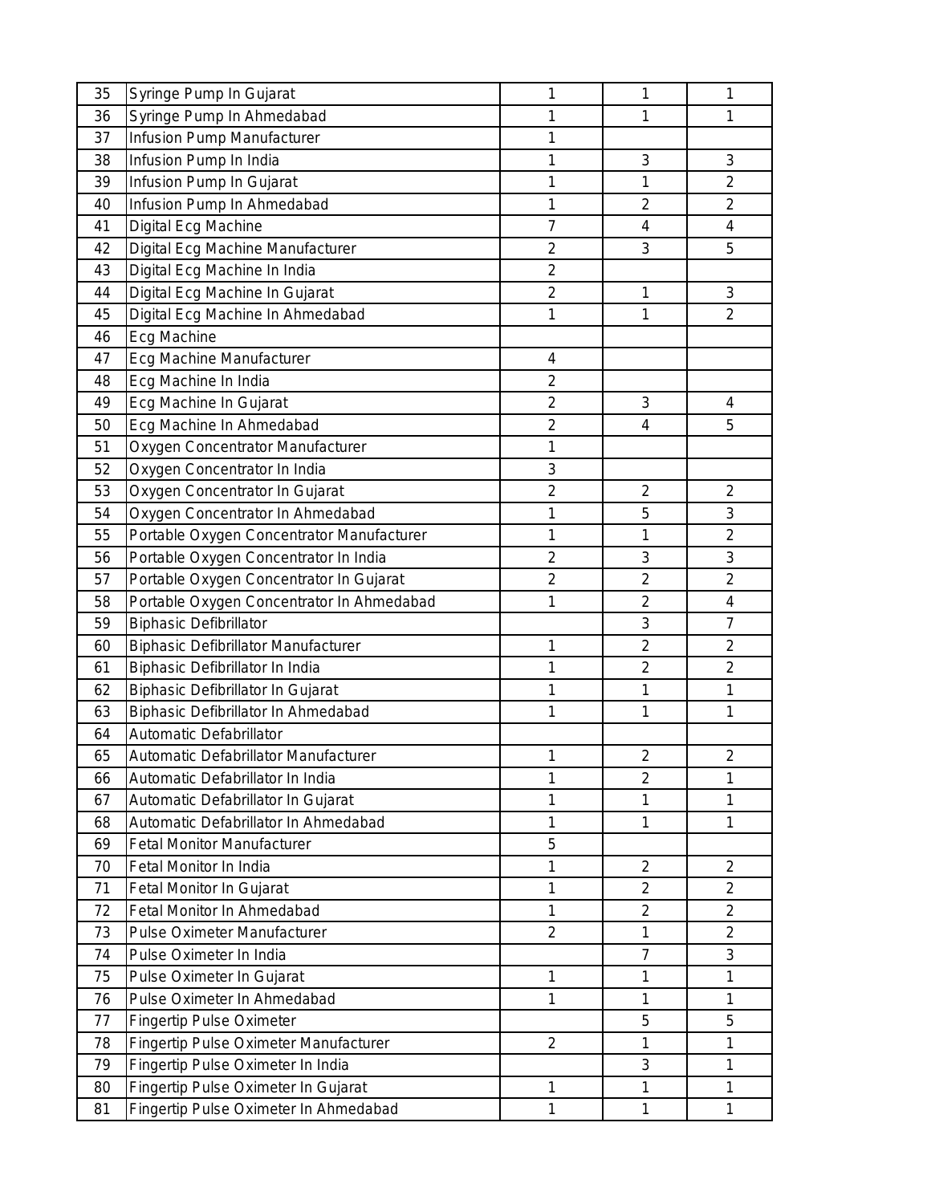| 35 | Syringe Pump In Gujarat | 1 | 1 | 1 |
|---|---|---|---|---|
| 36 | Syringe Pump In Ahmedabad | 1 | 1 | 1 |
| 37 | Infusion Pump Manufacturer | 1 | | |
| 38 | Infusion Pump In India | 1 | 3 | 3 |
| 39 | Infusion Pump In Gujarat | 1 | 1 | 2 |
| 40 | Infusion Pump In Ahmedabad | 1 | 2 | 2 |
| 41 | Digital Ecg Machine | 7 | 4 | 4 |
| 42 | Digital Ecg Machine Manufacturer | 2 | 3 | 5 |
| 43 | Digital Ecg Machine In India | 2 | | |
| 44 | Digital Ecg Machine In Gujarat | 2 | 1 | 3 |
| 45 | Digital Ecg Machine In Ahmedabad | 1 | 1 | 2 |
| 46 | Ecg Machine | | | |
| 47 | Ecg Machine Manufacturer | 4 | | |
| 48 | Ecg Machine In India | 2 | | |
| 49 | Ecg Machine In Gujarat | 2 | 3 | 4 |
| 50 | Ecg Machine In Ahmedabad | 2 | 4 | 5 |
| 51 | Oxygen Concentrator Manufacturer | 1 | | |
| 52 | Oxygen Concentrator In India | 3 | | |
| 53 | Oxygen Concentrator In Gujarat | 2 | 2 | 2 |
| 54 | Oxygen Concentrator In Ahmedabad | 1 | 5 | 3 |
| 55 | Portable Oxygen Concentrator Manufacturer | 1 | 1 | 2 |
| 56 | Portable Oxygen Concentrator In India | 2 | 3 | 3 |
| 57 | Portable Oxygen Concentrator In Gujarat | 2 | 2 | 2 |
| 58 | Portable Oxygen Concentrator In Ahmedabad | 1 | 2 | 4 |
| 59 | Biphasic Defibrillator | | 3 | 7 |
| 60 | Biphasic Defibrillator Manufacturer | 1 | 2 | 2 |
| 61 | Biphasic Defibrillator In India | 1 | 2 | 2 |
| 62 | Biphasic Defibrillator In Gujarat | 1 | 1 | 1 |
| 63 | Biphasic Defibrillator In Ahmedabad | 1 | 1 | 1 |
| 64 | Automatic Defabrillator | | | |
| 65 | Automatic Defabrillator Manufacturer | 1 | 2 | 2 |
| 66 | Automatic Defabrillator In India | 1 | 2 | 1 |
| 67 | Automatic Defabrillator In Gujarat | 1 | 1 | 1 |
| 68 | Automatic Defabrillator In Ahmedabad | 1 | 1 | 1 |
| 69 | Fetal Monitor Manufacturer | 5 | | |
| 70 | Fetal Monitor In India | 1 | 2 | 2 |
| 71 | Fetal Monitor In Gujarat | 1 | 2 | 2 |
| 72 | Fetal Monitor In Ahmedabad | 1 | 2 | 2 |
| 73 | Pulse Oximeter Manufacturer | 2 | 1 | 2 |
| 74 | Pulse Oximeter In India | | 7 | 3 |
| 75 | Pulse Oximeter In Gujarat | 1 | 1 | 1 |
| 76 | Pulse Oximeter In Ahmedabad | 1 | 1 | 1 |
| 77 | Fingertip Pulse Oximeter | | 5 | 5 |
| 78 | Fingertip Pulse Oximeter Manufacturer | 2 | 1 | 1 |
| 79 | Fingertip Pulse Oximeter In India | | 3 | 1 |
| 80 | Fingertip Pulse Oximeter In Gujarat | 1 | 1 | 1 |
| 81 | Fingertip Pulse Oximeter In Ahmedabad | 1 | 1 | 1 |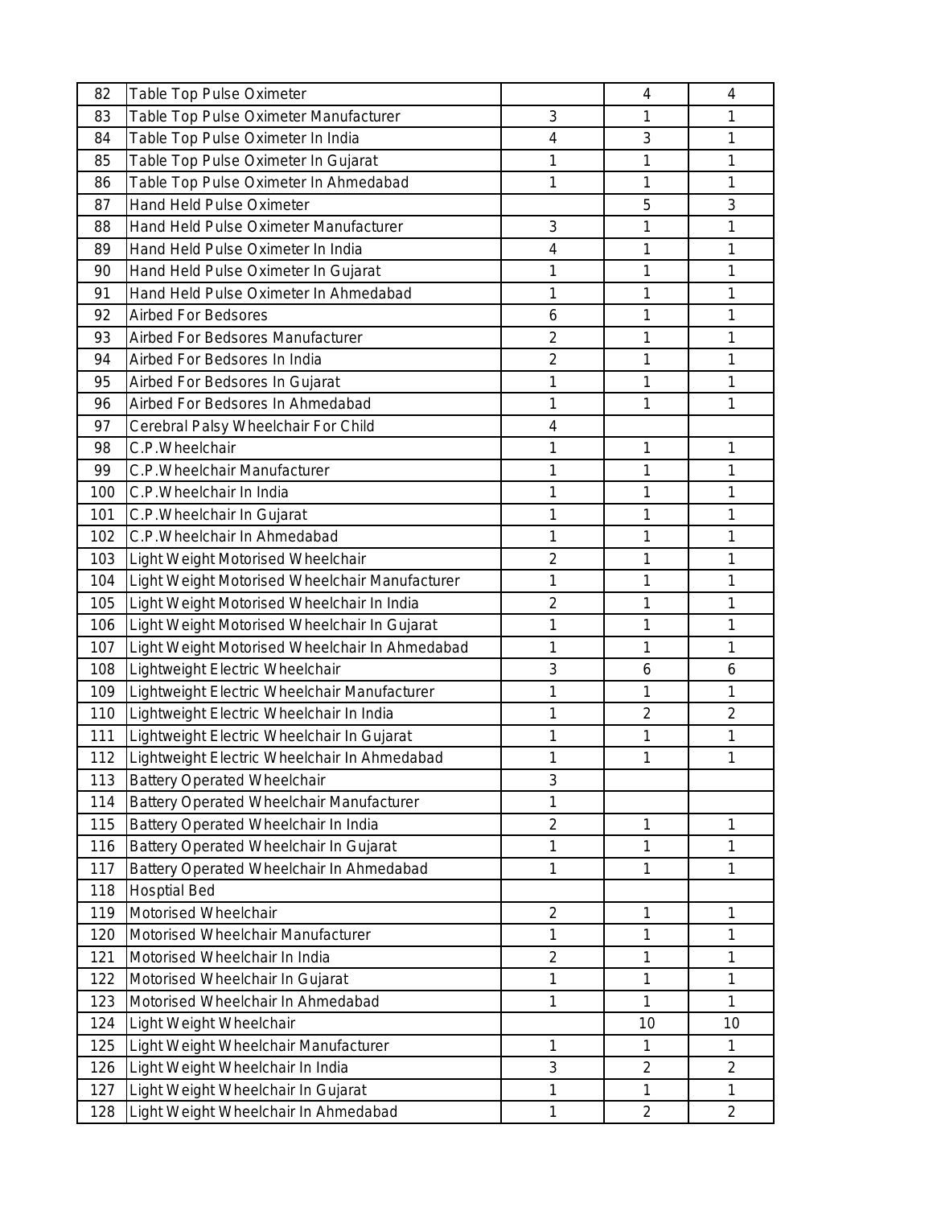| 82 | Table Top Pulse Oximeter | | 4 | 4 |
|---|---|---|---|---|
| 83 | Table Top Pulse Oximeter Manufacturer | 3 | 1 | 1 |
| 84 | Table Top Pulse Oximeter In India | 4 | 3 | 1 |
| 85 | Table Top Pulse Oximeter In Gujarat | 1 | 1 | 1 |
| 86 | Table Top Pulse Oximeter In Ahmedabad | 1 | 1 | 1 |
| 87 | Hand Held Pulse Oximeter | | 5 | 3 |
| 88 | Hand Held Pulse Oximeter Manufacturer | 3 | 1 | 1 |
| 89 | Hand Held Pulse Oximeter In India | 4 | 1 | 1 |
| 90 | Hand Held Pulse Oximeter In Gujarat | 1 | 1 | 1 |
| 91 | Hand Held Pulse Oximeter In Ahmedabad | 1 | 1 | 1 |
| 92 | Airbed For Bedsores | 6 | 1 | 1 |
| 93 | Airbed For Bedsores Manufacturer | 2 | 1 | 1 |
| 94 | Airbed For Bedsores In India | 2 | 1 | 1 |
| 95 | Airbed For Bedsores In Gujarat | 1 | 1 | 1 |
| 96 | Airbed For Bedsores In Ahmedabad | 1 | 1 | 1 |
| 97 | Cerebral Palsy Wheelchair For Child | 4 | | |
| 98 | C.P.Wheelchair | 1 | 1 | 1 |
| 99 | C.P.Wheelchair Manufacturer | 1 | 1 | 1 |
| 100 | C.P.Wheelchair In India | 1 | 1 | 1 |
| 101 | C.P.Wheelchair In Gujarat | 1 | 1 | 1 |
| 102 | C.P.Wheelchair In Ahmedabad | 1 | 1 | 1 |
| 103 | Light Weight Motorised Wheelchair | 2 | 1 | 1 |
| 104 | Light Weight Motorised Wheelchair Manufacturer | 1 | 1 | 1 |
| 105 | Light Weight Motorised Wheelchair In India | 2 | 1 | 1 |
| 106 | Light Weight Motorised Wheelchair In Gujarat | 1 | 1 | 1 |
| 107 | Light Weight Motorised Wheelchair In Ahmedabad | 1 | 1 | 1 |
| 108 | Lightweight Electric Wheelchair | 3 | 6 | 6 |
| 109 | Lightweight Electric Wheelchair Manufacturer | 1 | 1 | 1 |
| 110 | Lightweight Electric Wheelchair In India | 1 | 2 | 2 |
| 111 | Lightweight Electric Wheelchair In Gujarat | 1 | 1 | 1 |
| 112 | Lightweight Electric Wheelchair In Ahmedabad | 1 | 1 | 1 |
| 113 | Battery Operated Wheelchair | 3 | | |
| 114 | Battery Operated Wheelchair Manufacturer | 1 | | |
| 115 | Battery Operated Wheelchair In India | 2 | 1 | 1 |
| 116 | Battery Operated Wheelchair In Gujarat | 1 | 1 | 1 |
| 117 | Battery Operated Wheelchair In Ahmedabad | 1 | 1 | 1 |
| 118 | Hosptial Bed | | | |
| 119 | Motorised Wheelchair | 2 | 1 | 1 |
| 120 | Motorised Wheelchair Manufacturer | 1 | 1 | 1 |
| 121 | Motorised Wheelchair In India | 2 | 1 | 1 |
| 122 | Motorised Wheelchair In Gujarat | 1 | 1 | 1 |
| 123 | Motorised Wheelchair In Ahmedabad | 1 | 1 | 1 |
| 124 | Light Weight Wheelchair | | 10 | 10 |
| 125 | Light Weight Wheelchair Manufacturer | 1 | 1 | 1 |
| 126 | Light Weight Wheelchair In India | 3 | 2 | 2 |
| 127 | Light Weight Wheelchair In Gujarat | 1 | 1 | 1 |
| 128 | Light Weight Wheelchair In Ahmedabad | 1 | 2 | 2 |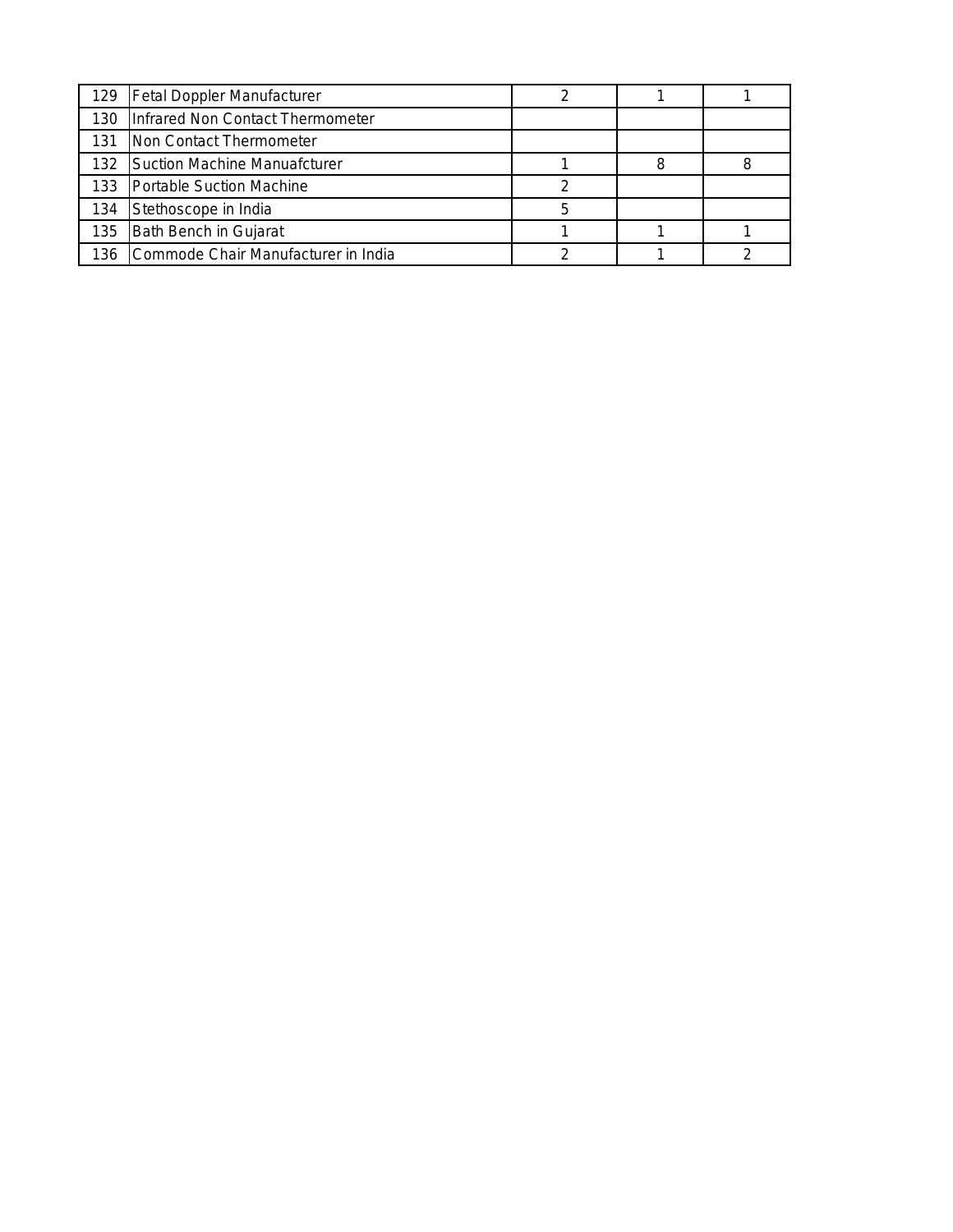| | | | | |
|---|---|---|---|---|
| 129 | Fetal Doppler Manufacturer | 2 | 1 | 1 |
| 130 | Infrared Non Contact Thermometer | | | |
| 131 | Non Contact Thermometer | | | |
| 132 | Suction Machine Manuafcturer | 1 | 8 | 8 |
| 133 | Portable Suction Machine | 2 | | |
| 134 | Stethoscope in India | 5 | | |
| 135 | Bath Bench in Gujarat | 1 | 1 | 1 |
| 136 | Commode Chair Manufacturer in India | 2 | 1 | 2 |